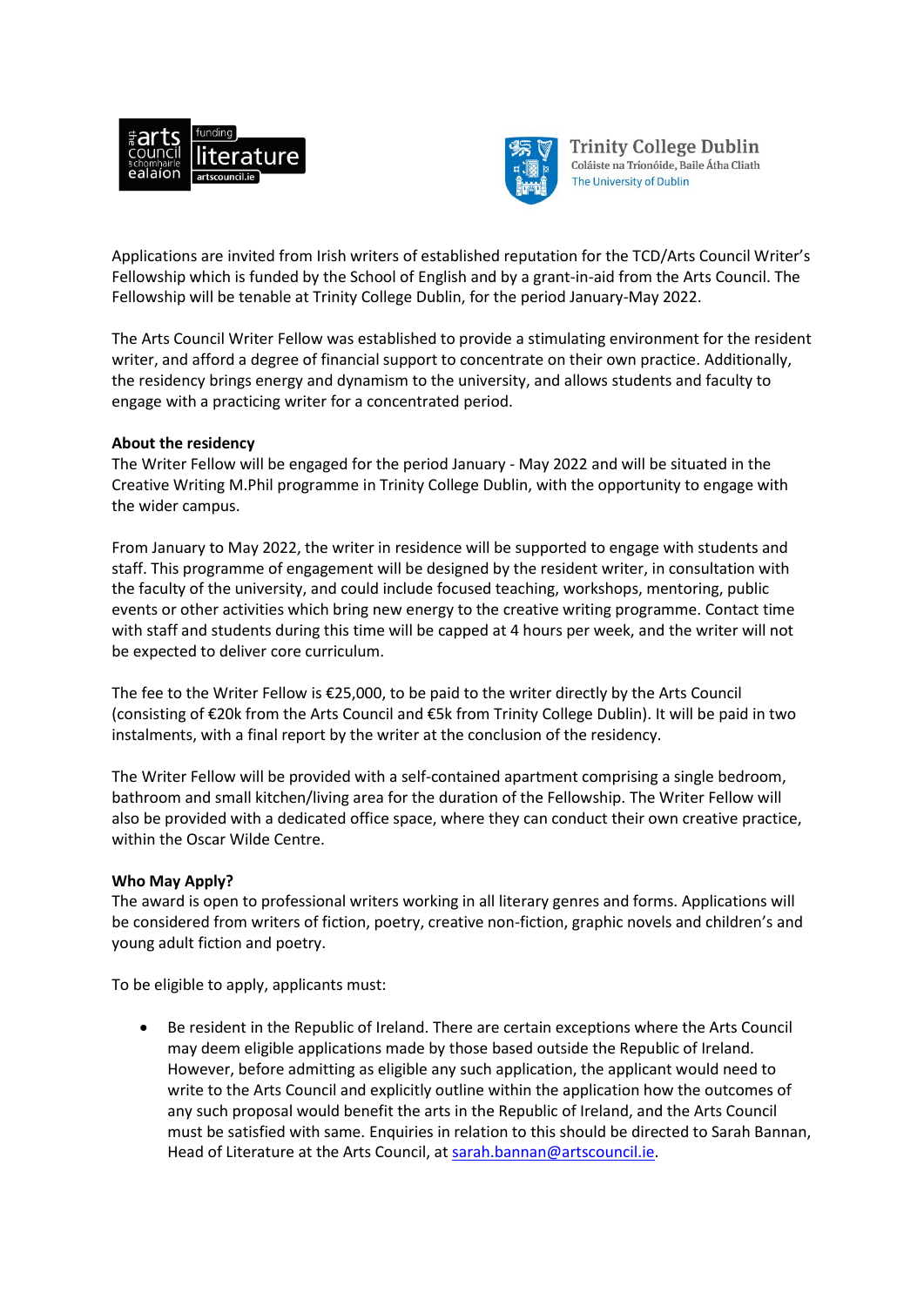Applications are invited from Irish writers of established reputation for the TCD/Arts Council Writer's Fellowship which is funded by the School of English and by a grant-in-aid from the Arts Council. The Fellowship will be tenable at Trinity College Dublin, for the period January-May 2022.

The Arts Council Writer Fellow was established to provide a stimulating environment for the resident writer, and afford a degree of financial support to concentrate on their own practice. Additionally, the residency brings energy and dynamism to the university, and allows students and faculty to engage with a practicing writer for a concentrated period.

**About the residency**
The Writer Fellow will be engaged for the period January - May 2022 and will be situated in the Creative Writing M.Phil programme in Trinity College Dublin, with the opportunity to engage with the wider campus.

From January to May 2022, the writer in residence will be supported to engage with students and staff. This programme of engagement will be designed by the resident writer, in consultation with the faculty of the university, and could include focused teaching, workshops, mentoring, public events or other activities which bring new energy to the creative writing programme. Contact time with staff and students during this time will be capped at 4 hours per week, and the writer will not be expected to deliver core curriculum.

The fee to the Writer Fellow is €25,000, to be paid to the writer directly by the Arts Council (consisting of €20k from the Arts Council and €5k from Trinity College Dublin). It will be paid in two instalments, with a final report by the writer at the conclusion of the residency.

The Writer Fellow will be provided with a self-contained apartment comprising a single bedroom, bathroom and small kitchen/living area for the duration of the Fellowship. The Writer Fellow will also be provided with a dedicated office space, where they can conduct their own creative practice, within the Oscar Wilde Centre.

**Who May Apply?**
The award is open to professional writers working in all literary genres and forms. Applications will be considered from writers of fiction, poetry, creative non-fiction, graphic novels and children's and young adult fiction and poetry.

To be eligible to apply, applicants must:

- Be resident in the Republic of Ireland. There are certain exceptions where the Arts Council may deem eligible applications made by those based outside the Republic of Ireland. However, before admitting as eligible any such application, the applicant would need to write to the Arts Council and explicitly outline within the application how the outcomes of any such proposal would benefit the arts in the Republic of Ireland, and the Arts Council must be satisfied with same. Enquiries in relation to this should be directed to Sarah Bannan, Head of Literature at the Arts Council, at sarah.bannan@artscouncil.ie.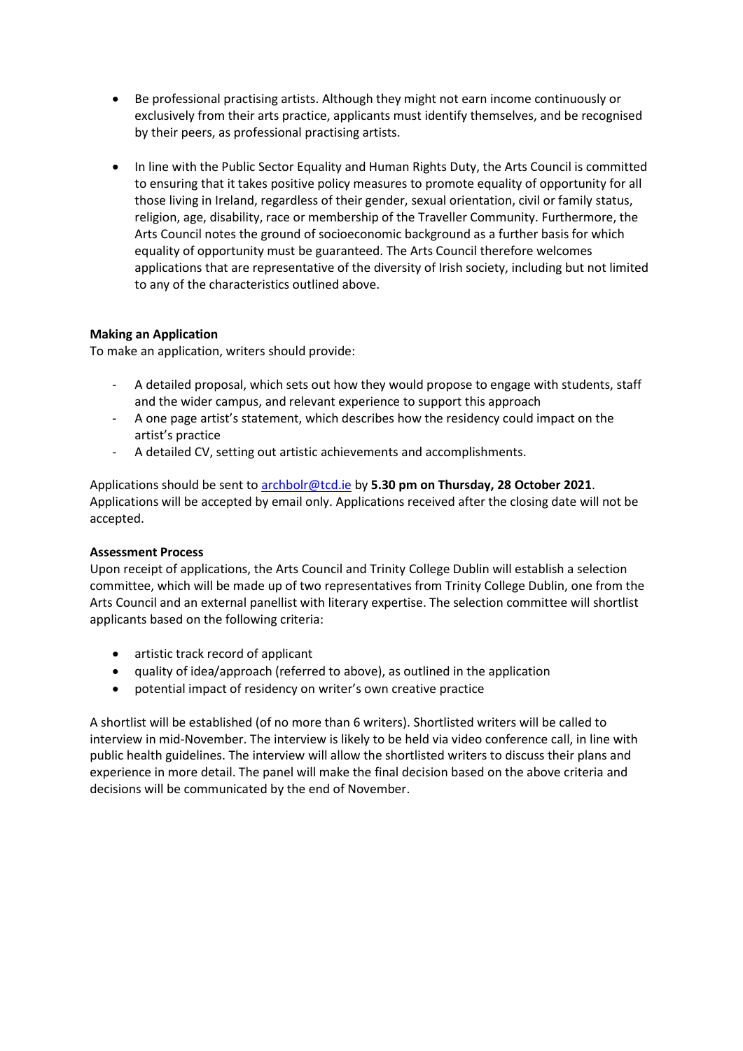- Be professional practising artists. Although they might not earn income continuously or exclusively from their arts practice, applicants must identify themselves, and be recognised by their peers, as professional practising artists.

- In line with the Public Sector Equality and Human Rights Duty, the Arts Council is committed to ensuring that it takes positive policy measures to promote equality of opportunity for all those living in Ireland, regardless of their gender, sexual orientation, civil or family status, religion, age, disability, race or membership of the Traveller Community. Furthermore, the Arts Council notes the ground of socioeconomic background as a further basis for which equality of opportunity must be guaranteed. The Arts Council therefore welcomes applications that are representative of the diversity of Irish society, including but not limited to any of the characteristics outlined above.

**Making an Application**

To make an application, writers should provide:

- A detailed proposal, which sets out how they would propose to engage with students, staff and the wider campus, and relevant experience to support this approach
- A one page artist's statement, which describes how the residency could impact on the artist's practice
- A detailed CV, setting out artistic achievements and accomplishments.

Applications should be sent to [archbolr@tcd.ie](mailto:archbolr@tcd.ie) by **5.30 pm on Thursday, 28 October 2021**. Applications will be accepted by email only. Applications received after the closing date will not be accepted.

**Assessment Process**

Upon receipt of applications, the Arts Council and Trinity College Dublin will establish a selection committee, which will be made up of two representatives from Trinity College Dublin, one from the Arts Council and an external panellist with literary expertise. The selection committee will shortlist applicants based on the following criteria:

- artistic track record of applicant
- quality of idea/approach (referred to above), as outlined in the application
- potential impact of residency on writer's own creative practice

A shortlist will be established (of no more than 6 writers). Shortlisted writers will be called to interview in mid-November. The interview is likely to be held via video conference call, in line with public health guidelines. The interview will allow the shortlisted writers to discuss their plans and experience in more detail. The panel will make the final decision based on the above criteria and decisions will be communicated by the end of November.